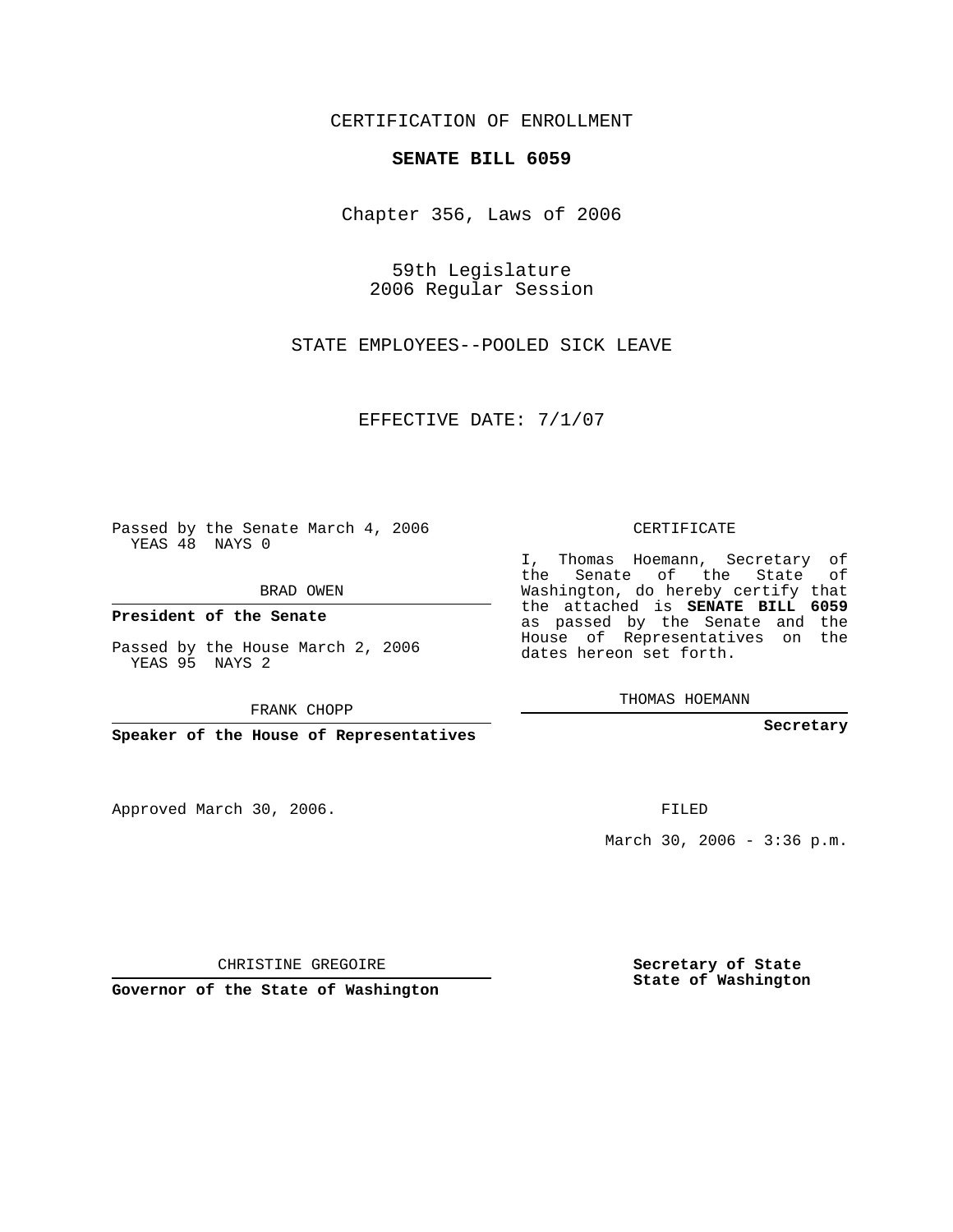CERTIFICATION OF ENROLLMENT

# SENATE BILL 6059

Chapter 356, Laws of 2006

59th Legislature
2006 Regular Session

STATE EMPLOYEES--POOLED SICK LEAVE

EFFECTIVE DATE: 7/1/07

Passed by the Senate March 4, 2006
YEAS 48 NAYS 0

BRAD OWEN

**President of the Senate**

Passed by the House March 2, 2006
YEAS 95 NAYS 2

FRANK CHOPP

**Speaker of the House of Representatives**

Approved March 30, 2006.

CHRISTINE GREGOIRE

**Governor of the State of Washington**

CERTIFICATE

I, Thomas Hoemann, Secretary of the Senate of the State of Washington, do hereby certify that the attached is **SENATE BILL 6059** as passed by the Senate and the House of Representatives on the dates hereon set forth.

THOMAS HOEMANN

**Secretary**

FILED

March 30, 2006 - 3:36 p.m.

**Secretary of State**
**State of Washington**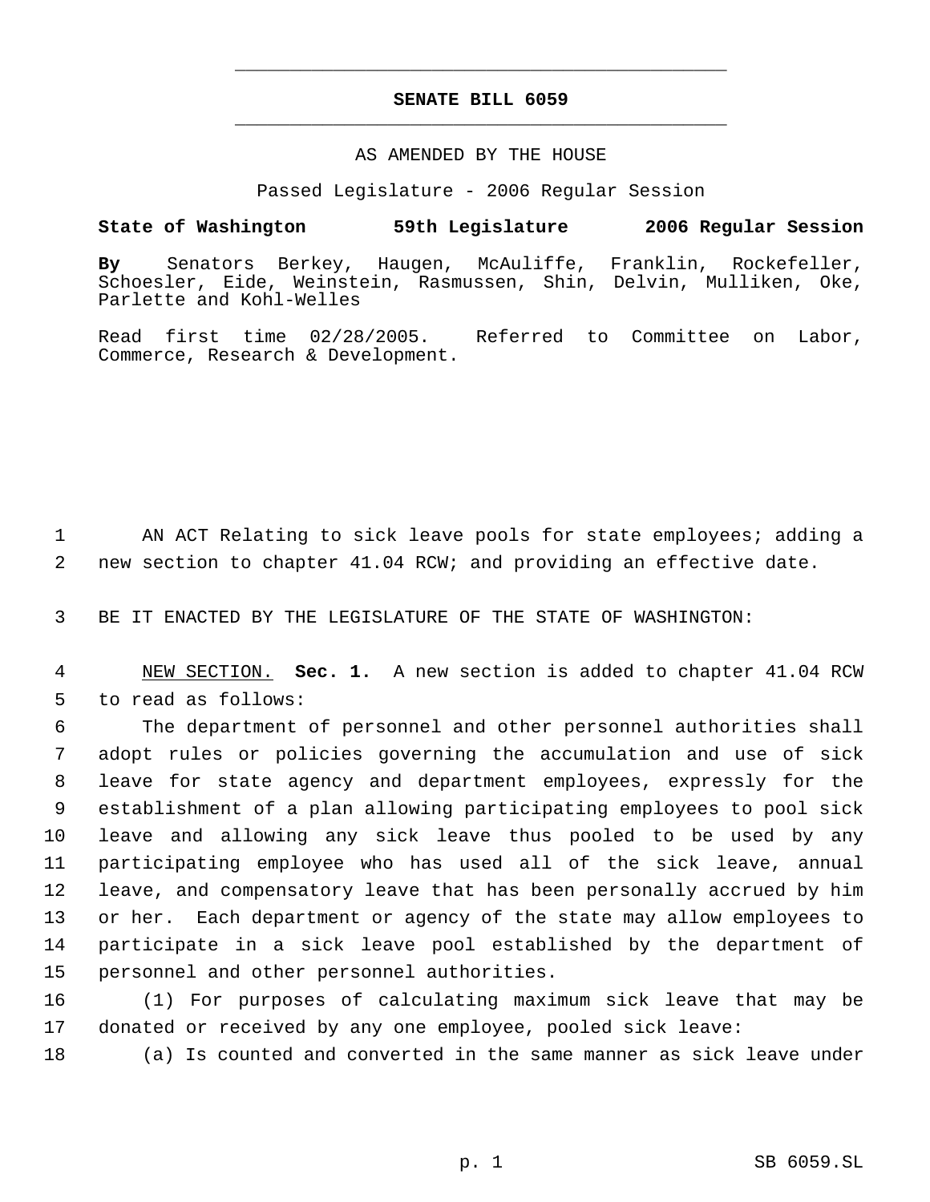# SENATE BILL 6059

AS AMENDED BY THE HOUSE

Passed Legislature - 2006 Regular Session

**State of Washington 59th Legislature 2006 Regular Session**

**By** Senators Berkey, Haugen, McAuliffe, Franklin, Rockefeller, Schoesler, Eide, Weinstein, Rasmussen, Shin, Delvin, Mulliken, Oke, Parlette and Kohl-Welles

Read first time 02/28/2005. Referred to Committee on Labor, Commerce, Research & Development.

1 AN ACT Relating to sick leave pools for state employees; adding a
2 new section to chapter 41.04 RCW; and providing an effective date.

3 BE IT ENACTED BY THE LEGISLATURE OF THE STATE OF WASHINGTON:

4 NEW SECTION. **Sec. 1.** A new section is added to chapter 41.04 RCW
5 to read as follows:
6 The department of personnel and other personnel authorities shall
7 adopt rules or policies governing the accumulation and use of sick
8 leave for state agency and department employees, expressly for the
9 establishment of a plan allowing participating employees to pool sick
10 leave and allowing any sick leave thus pooled to be used by any
11 participating employee who has used all of the sick leave, annual
12 leave, and compensatory leave that has been personally accrued by him
13 or her. Each department or agency of the state may allow employees to
14 participate in a sick leave pool established by the department of
15 personnel and other personnel authorities.
16 (1) For purposes of calculating maximum sick leave that may be
17 donated or received by any one employee, pooled sick leave:
18 (a) Is counted and converted in the same manner as sick leave under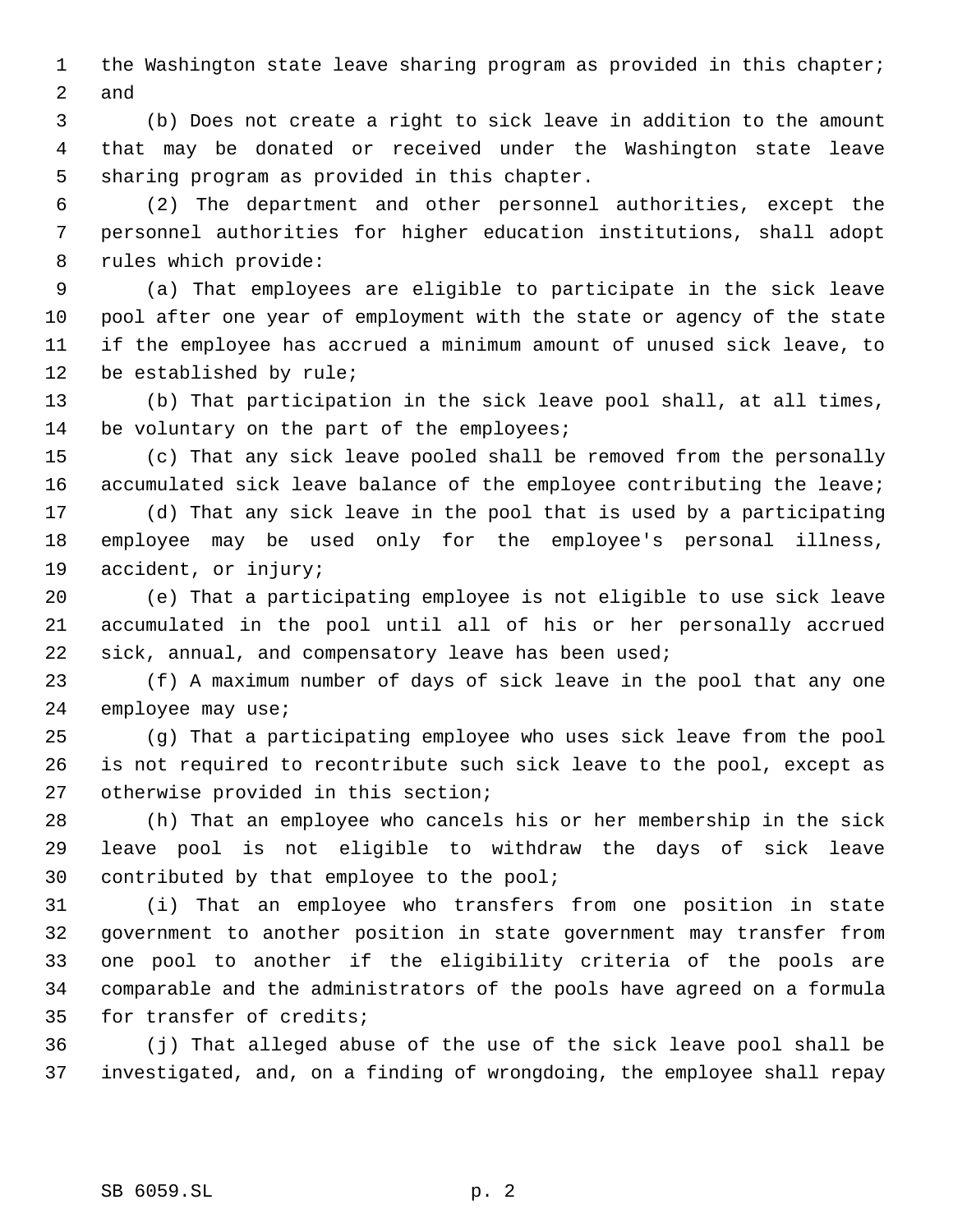the Washington state leave sharing program as provided in this chapter; and

(b) Does not create a right to sick leave in addition to the amount that may be donated or received under the Washington state leave sharing program as provided in this chapter.

(2) The department and other personnel authorities, except the personnel authorities for higher education institutions, shall adopt rules which provide:

(a) That employees are eligible to participate in the sick leave pool after one year of employment with the state or agency of the state if the employee has accrued a minimum amount of unused sick leave, to be established by rule;

(b) That participation in the sick leave pool shall, at all times, be voluntary on the part of the employees;

(c) That any sick leave pooled shall be removed from the personally accumulated sick leave balance of the employee contributing the leave;

(d) That any sick leave in the pool that is used by a participating employee may be used only for the employee's personal illness, accident, or injury;

(e) That a participating employee is not eligible to use sick leave accumulated in the pool until all of his or her personally accrued sick, annual, and compensatory leave has been used;

(f) A maximum number of days of sick leave in the pool that any one employee may use;

(g) That a participating employee who uses sick leave from the pool is not required to recontribute such sick leave to the pool, except as otherwise provided in this section;

(h) That an employee who cancels his or her membership in the sick leave pool is not eligible to withdraw the days of sick leave contributed by that employee to the pool;

(i) That an employee who transfers from one position in state government to another position in state government may transfer from one pool to another if the eligibility criteria of the pools are comparable and the administrators of the pools have agreed on a formula for transfer of credits;

(j) That alleged abuse of the use of the sick leave pool shall be investigated, and, on a finding of wrongdoing, the employee shall repay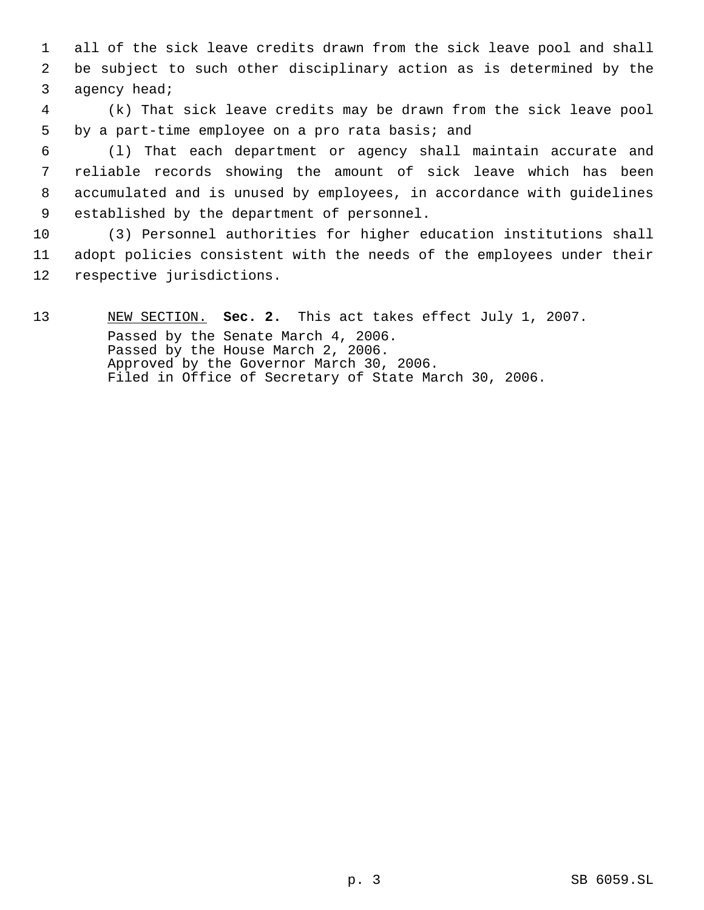all of the sick leave credits drawn from the sick leave pool and shall be subject to such other disciplinary action as is determined by the agency head;

(k) That sick leave credits may be drawn from the sick leave pool by a part-time employee on a pro rata basis; and

(l) That each department or agency shall maintain accurate and reliable records showing the amount of sick leave which has been accumulated and is unused by employees, in accordance with guidelines established by the department of personnel.

(3) Personnel authorities for higher education institutions shall adopt policies consistent with the needs of the employees under their respective jurisdictions.

NEW SECTION. **Sec. 2.** This act takes effect July 1, 2007.

Passed by the Senate March 4, 2006.
Passed by the House March 2, 2006.
Approved by the Governor March 30, 2006.
Filed in Office of Secretary of State March 30, 2006.